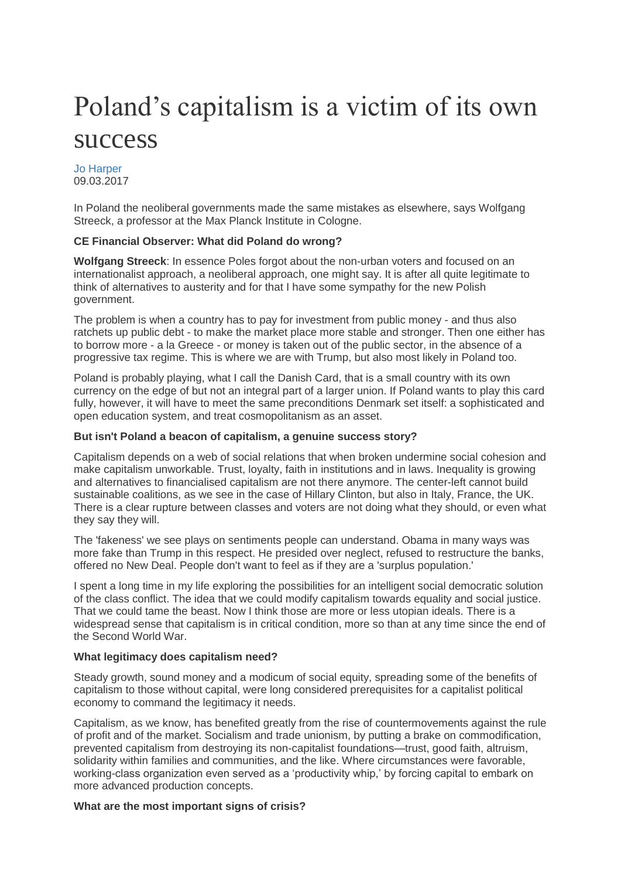# Poland's capitalism is a victim of its own success

Jo Harper
09.03.2017

In Poland the neoliberal governments made the same mistakes as elsewhere, says Wolfgang Streeck, a professor at the Max Planck Institute in Cologne.

**CE Financial Observer: What did Poland do wrong?**

**Wolfgang Streeck**: In essence Poles forgot about the non-urban voters and focused on an internationalist approach, a neoliberal approach, one might say. It is after all quite legitimate to think of alternatives to austerity and for that I have some sympathy for the new Polish government.

The problem is when a country has to pay for investment from public money - and thus also ratchets up public debt - to make the market place more stable and stronger. Then one either has to borrow more - a la Greece - or money is taken out of the public sector, in the absence of a progressive tax regime. This is where we are with Trump, but also most likely in Poland too.

Poland is probably playing, what I call the Danish Card, that is a small country with its own currency on the edge of but not an integral part of a larger union. If Poland wants to play this card fully, however, it will have to meet the same preconditions Denmark set itself: a sophisticated and open education system, and treat cosmopolitanism as an asset.

**But isn't Poland a beacon of capitalism, a genuine success story?**

Capitalism depends on a web of social relations that when broken undermine social cohesion and make capitalism unworkable. Trust, loyalty, faith in institutions and in laws. Inequality is growing and alternatives to financialised capitalism are not there anymore. The center-left cannot build sustainable coalitions, as we see in the case of Hillary Clinton, but also in Italy, France, the UK. There is a clear rupture between classes and voters are not doing what they should, or even what they say they will.

The 'fakeness' we see plays on sentiments people can understand. Obama in many ways was more fake than Trump in this respect. He presided over neglect, refused to restructure the banks, offered no New Deal. People don't want to feel as if they are a 'surplus population.'

I spent a long time in my life exploring the possibilities for an intelligent social democratic solution of the class conflict. The idea that we could modify capitalism towards equality and social justice. That we could tame the beast. Now I think those are more or less utopian ideals. There is a widespread sense that capitalism is in critical condition, more so than at any time since the end of the Second World War.

**What legitimacy does capitalism need?**

Steady growth, sound money and a modicum of social equity, spreading some of the benefits of capitalism to those without capital, were long considered prerequisites for a capitalist political economy to command the legitimacy it needs.

Capitalism, as we know, has benefited greatly from the rise of countermovements against the rule of profit and of the market. Socialism and trade unionism, by putting a brake on commodification, prevented capitalism from destroying its non-capitalist foundations—trust, good faith, altruism, solidarity within families and communities, and the like. Where circumstances were favorable, working-class organization even served as a 'productivity whip,' by forcing capital to embark on more advanced production concepts.

**What are the most important signs of crisis?**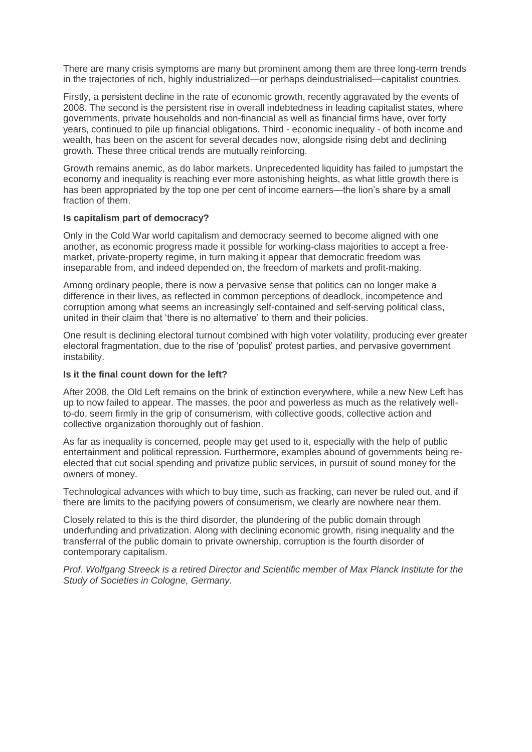There are many crisis symptoms are many but prominent among them are three long-term trends in the trajectories of rich, highly industrialized—or perhaps deindustrialised—capitalist countries.

Firstly, a persistent decline in the rate of economic growth, recently aggravated by the events of 2008. The second is the persistent rise in overall indebtedness in leading capitalist states, where governments, private households and non-financial as well as financial firms have, over forty years, continued to pile up financial obligations. Third - economic inequality - of both income and wealth, has been on the ascent for several decades now, alongside rising debt and declining growth. These three critical trends are mutually reinforcing.

Growth remains anemic, as do labor markets. Unprecedented liquidity has failed to jumpstart the economy and inequality is reaching ever more astonishing heights, as what little growth there is has been appropriated by the top one per cent of income earners—the lion's share by a small fraction of them.

**Is capitalism part of democracy?**

Only in the Cold War world capitalism and democracy seemed to become aligned with one another, as economic progress made it possible for working-class majorities to accept a free-market, private-property regime, in turn making it appear that democratic freedom was inseparable from, and indeed depended on, the freedom of markets and profit-making.

Among ordinary people, there is now a pervasive sense that politics can no longer make a difference in their lives, as reflected in common perceptions of deadlock, incompetence and corruption among what seems an increasingly self-contained and self-serving political class, united in their claim that 'there is no alternative' to them and their policies.

One result is declining electoral turnout combined with high voter volatility, producing ever greater electoral fragmentation, due to the rise of 'populist' protest parties, and pervasive government instability.

**Is it the final count down for the left?**

After 2008, the Old Left remains on the brink of extinction everywhere, while a new New Left has up to now failed to appear. The masses, the poor and powerless as much as the relatively well-to-do, seem firmly in the grip of consumerism, with collective goods, collective action and collective organization thoroughly out of fashion.

As far as inequality is concerned, people may get used to it, especially with the help of public entertainment and political repression. Furthermore, examples abound of governments being re-elected that cut social spending and privatize public services, in pursuit of sound money for the owners of money.

Technological advances with which to buy time, such as fracking, can never be ruled out, and if there are limits to the pacifying powers of consumerism, we clearly are nowhere near them.

Closely related to this is the third disorder, the plundering of the public domain through underfunding and privatization. Along with declining economic growth, rising inequality and the transferral of the public domain to private ownership, corruption is the fourth disorder of contemporary capitalism.

*Prof. Wolfgang Streeck is a retired Director and Scientific member of Max Planck Institute for the Study of Societies in Cologne, Germany.*